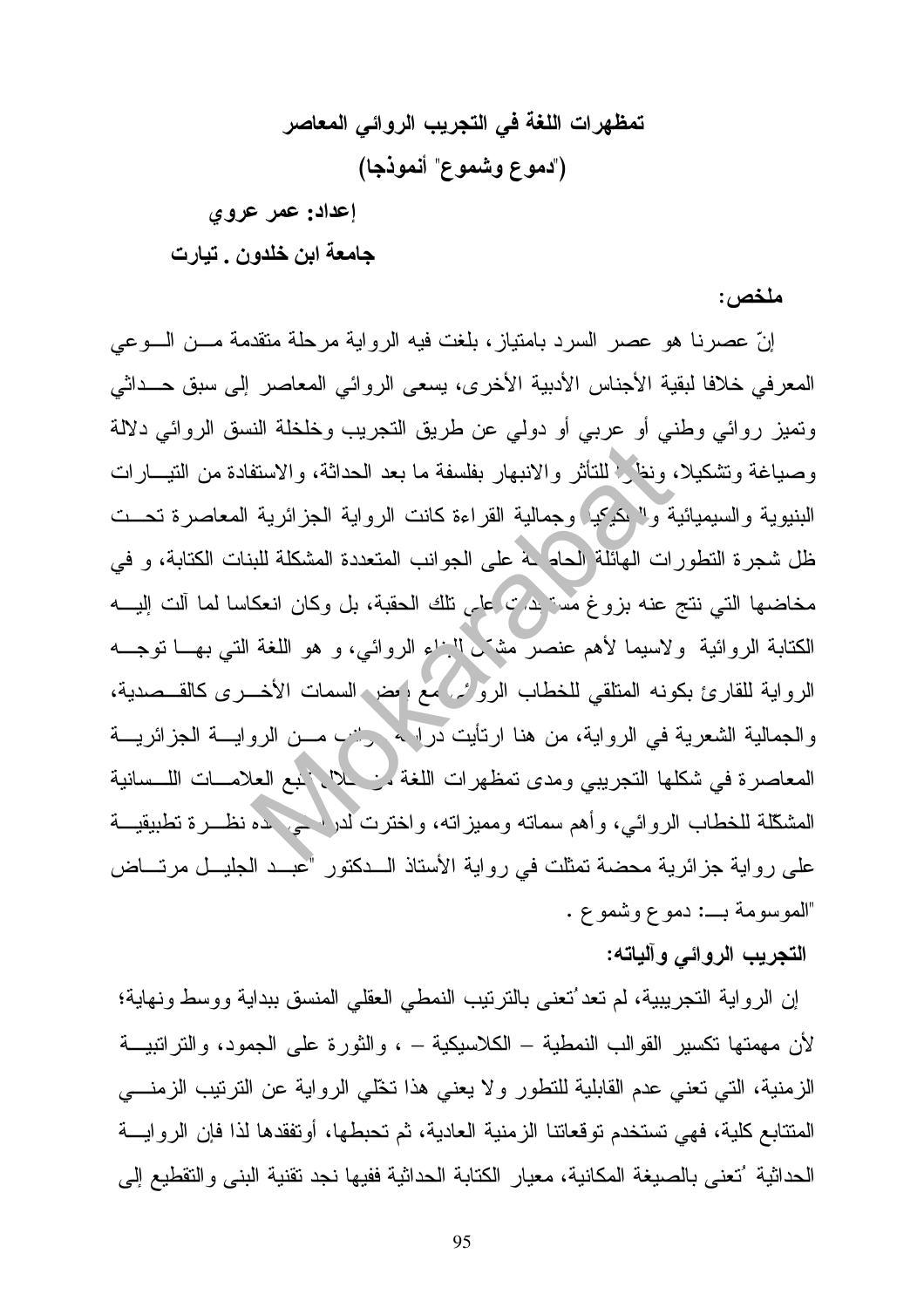# تمظهرات اللغة في التجريب الروائي المعاصر

## ("دموع وشموع" أنموذجا)

**إعداد: عمر عروي**

**جامعة ابن خلدون . تيارت**

**ملخص:**

إنّ عصرنا هو عصر السرد بامتياز، بلغت فيه الرواية مرحلة متقدمة من الوعي المعرفي خلافا لبقية الأجناس الأدبية الأخرى، يسعى الروائي المعاصر إلى سبق حداثي وتميز روائي وطني أو عربي أو دولي عن طريق التجريب وخلخلة النسق الروائي دلالة وصياغة وتشكيلا، ونظرا للتأثر والانبهار بفلسفة ما بعد الحداثة، والاستفادة من التيارات البنيوية والسيميائية والتفكيكية وجمالية القراءة كانت الرواية الجزائرية المعاصرة تحت ظل شجرة التطورات الهائلة الحاصلة على الجوانب المتعددة المشكلة للبنات الكتابة، و في مخاضها التي نتج عنه بزوغ مستجدات على تلك الحقبة، بل وكان انعكاسا لما آلت إليه الكتابة الروائية ولاسيما لأهم عنصر مشكل للبناء الروائي، و هو اللغة التي بها توجه الرواية للقارئ بكونه المتلقي للخطاب الروائي مع بعض السمات الأخرى كالقصدية، والجمالية الشعرية في الرواية، من هنا ارتأيت دراسة جانب من الرواية الجزائرية المعاصرة في شكلها التجريبي ومدى تمظهرات اللغة من خلال تتبع العلامات اللسانية المشكّلة للخطاب الروائي، وأهم سماته ومميزاته، واخترت لدراستي هذه نظرة تطبيقية على رواية جزائرية محضة تمثلت في رواية الأستاذ الدكتور "عبد الجليل مرتاض "الموسومة بـ: دموع وشموع .

**التجريب الروائي وآلياته:**

إن الرواية التجريبية، لم تعد تُعنى بالترتيب النمطي العقلي المنسق ببداية ووسط ونهاية؛ لأن مهمتها تكسير القوالب النمطية – الكلاسيكية – ، والثورة على الجمود، والتراتبية الزمنية، التي تعني عدم القابلية للتطور ولا يعني هذا تخّلي الرواية عن الترتيب الزمني المتتابع كلية، فهي تستخدم توقعاتنا الزمنية العادية، ثم تحبطها، أوتفقدها لذا فإن الرواية الحداثية ُتعنى بالصيغة المكانية، معيار الكتابة الحداثية ففيها نجد تقنية البنى والتقطيع إلى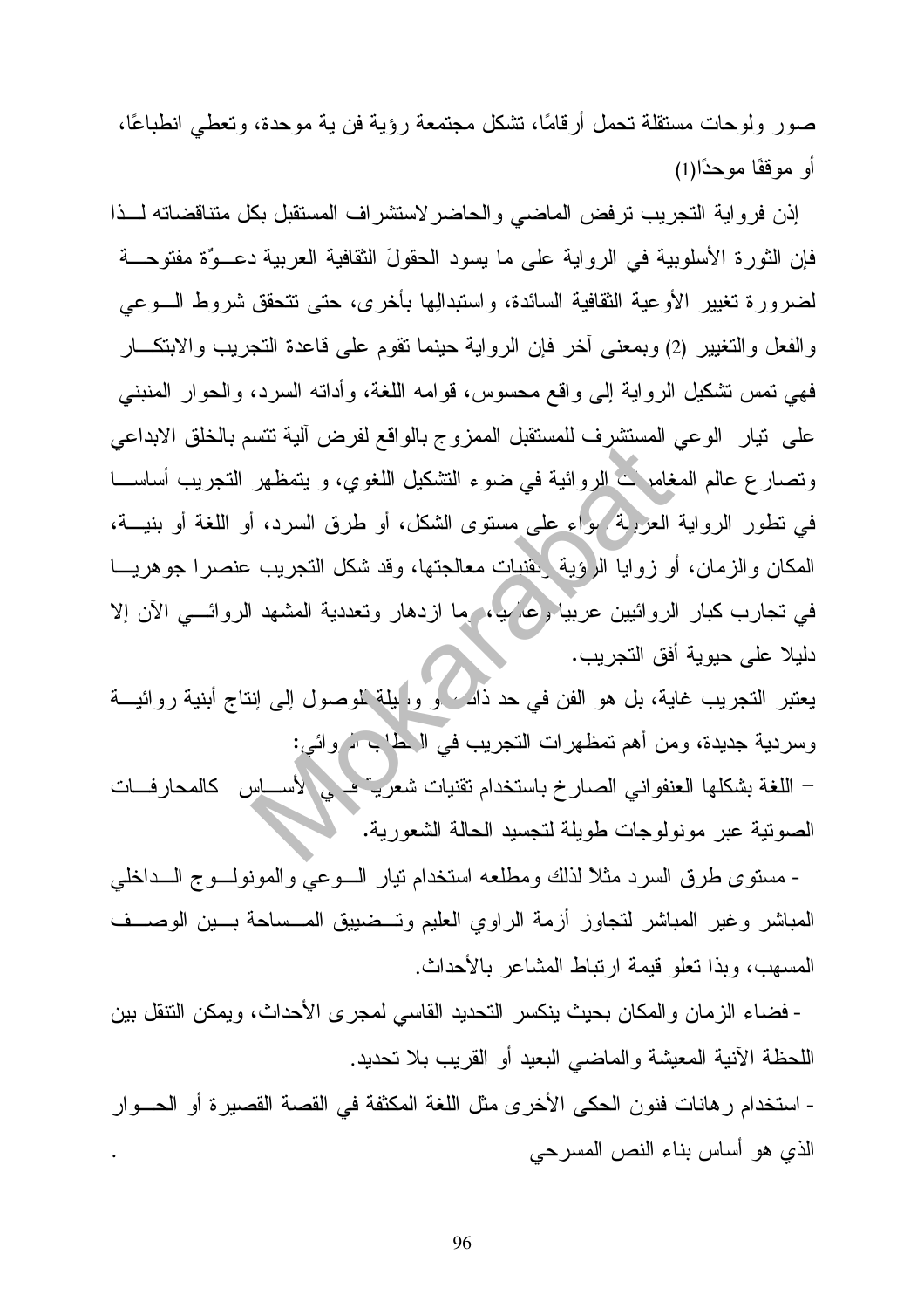صور ولوحات مستقلة تحمل أرقامًا، تشكل مجتمعة رؤية فن ية موحدة، وتعطي انطباعًا، أو موقفًا موحدًا(1)

إذن فرواية التجريب ترفض الماضي والحاضر لاستشراف المستقبل بكل متناقضاته لذا فإن الثورة الأسلوبية في الرواية على ما يسود الحقولَ الثقافية العربية دعوّة مفتوحة لضرورة تغيير الأوعية الثقافية السائدة، واستبدالِها بأخرى، حتى تتحقق شروط الوعي والفعل والتغيير (2) وبمعنى آخر فإن الرواية حينما تقوم على قاعدة التجريب والابتكار فهي تمس تشكيل الرواية إلى واقع محسوس، قوامه اللغة، وأداته السرد، والحوار المنبني على تيار الوعي المستشرف للمستقبل الممزوج بالواقع لفرض آلية تتسم بالخلق الابداعي وتصارع عالم المغامرات الروائية في ضوء التشكيل اللغوي، و يتمظهر التجريب أساسا في تطور الرواية العربية سواء على مستوى الشكل، أو طرق السرد، أو اللغة أو بنية، المكان والزمان، أو زوايا الرؤية وتقنيات معالجتها، وقد شكل التجريب عنصرا جوهريا في تجارب كبار الروائيين عربيا وعالميا، وما ازدهار وتعددية المشهد الروائي الآن إلا دليلا على حيوية أفق التجريب.

يعتبر التجريب غاية، بل هو الفن في حد ذاته أو وسيلة للوصول إلى إنتاج أبنية روائية وسردية جديدة، ومن أهم تمظهرات التجريب في الخطاب الروائي:

- اللغة بشكلها العنفواني الصارخ باستخدام تقنيات شعرية في الأساس كالمحارفات الصوتية عبر مونولوجات طويلة لتجسيد الحالة الشعورية.

- مستوى طرق السرد مثلاً لذلك ومطلعه استخدام تيار الوعي والمونولوج الداخلي المباشر وغير المباشر لتجاوز أزمة الراوي العليم وتضييق المساحة بين الوصف المسهب، وبذا تعلو قيمة ارتباط المشاعر بالأحداث.

- فضاء الزمان والمكان بحيث ينكسر التحديد القاسي لمجرى الأحداث، ويمكن التنقل بين اللحظة الآنية المعيشة والماضي البعيد أو القريب بلا تحديد.

- استخدام رهانات فنون الحكى الأخرى مثل اللغة المكثفة في القصة القصيرة أو الحوار الذي هو أساس بناء النص المسرحي .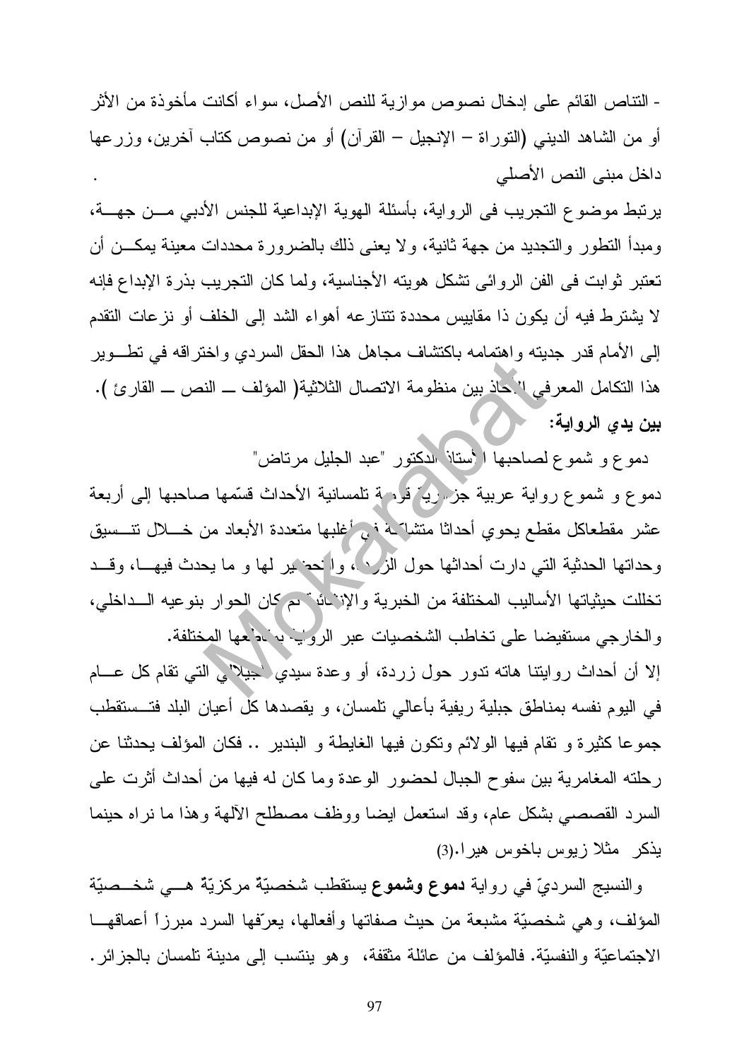- التناص القائم على إدخال نصوص موازية للنص الأصل، سواء أكانت مأخوذة من الأثر أو من الشاهد الديني (التوراة – الإنجيل – القرآن) أو من نصوص كتاب آخرين، وزرعها داخل مبنى النص الأصلي .

يرتبط موضوع التجريب فى الرواية، بأسئلة الهوية الإبداعية للجنس الأدبي من جهة، ومبدأ التطور والتجديد من جهة ثانية، ولا يعنى ذلك بالضرورة محددات معينة يمكن أن تعتبر ثوابت فى الفن الروائى تشكل هويته الأجناسية، ولما كان التجريب بذرة الإبداع فإنه لا يشترط فيه أن يكون ذا مقاييس محددة تتنازعه أهواء الشد إلى الخلف أو نزعات التقدم إلى الأمام قدر جديته واهتمامه باكتشاف مجاهل هذا الحقل السردي واختراقه في تطوير هذا التكامل المعرفي الأخاذ بين منظومة الاتصال الثلاثية( المؤلف ـــ النص ـــ القارئ ).

**بين يدي الرواية:**

دموع و شموع لصاحبها الأستاذ الدكتور "عبد الجليل مرتاض"

دموع و شموع رواية عربية جزائرية قومية تلمسانية الأحداث قسّمها صاحبها إلى أربعة عشر مقطعاكل مقطع يحوي أحداثا متشابكة في أغلبها متعددة الأبعاد من خلال تنسيق وحداتها الحدثية التي دارت أحداثها حول الزردة، والتحضير لها و ما يحدث فيها، وقد تخللت حيثياتها الأساليب المختلفة من الخبرية والإنشائية ثم كان الحوار بنوعيه الداخلي، والخارجي مستفيضا على تخاطب الشخصيات عبر الرواية بمقاطعها المختلفة.

إلا أن أحداث روايتنا هاته تدور حول زردة، أو وعدة سيدي الجيلالي التي تقام كل عام في اليوم نفسه بمناطق جبلية ريفية بأعالي تلمسان، و يقصدها كل أعيان البلد فتستقطب جموعا كثيرة و تقام فيها الولائم وتكون فيها الغايطة و البندير .. فكان المؤلف يحدثنا عن رحلته المغامرية بين سفوح الجبال لحضور الوعدة وما كان له فيها من أحداث أثرت على السرد القصصي بشكل عام، وقد استعمل ايضا ووظف مصطلح الآلهة وهذا ما نراه حينما يذكر مثلا زيوس باخوس هيرا.(3)

والنسيج السرديّ في رواية **دموع وشموع** يستقطب شخصيّةً مركزيّةً هي شخصيّة المؤلف، وهي شخصيّة مشبعة من حيث صفاتها وأفعالها، يعرّفها السرد مبرزاً أعماقها الاجتماعيّة والنفسيّة. فالمؤلف من عائلة مثقفة، وهو ينتسب إلى مدينة تلمسان بالجزائر.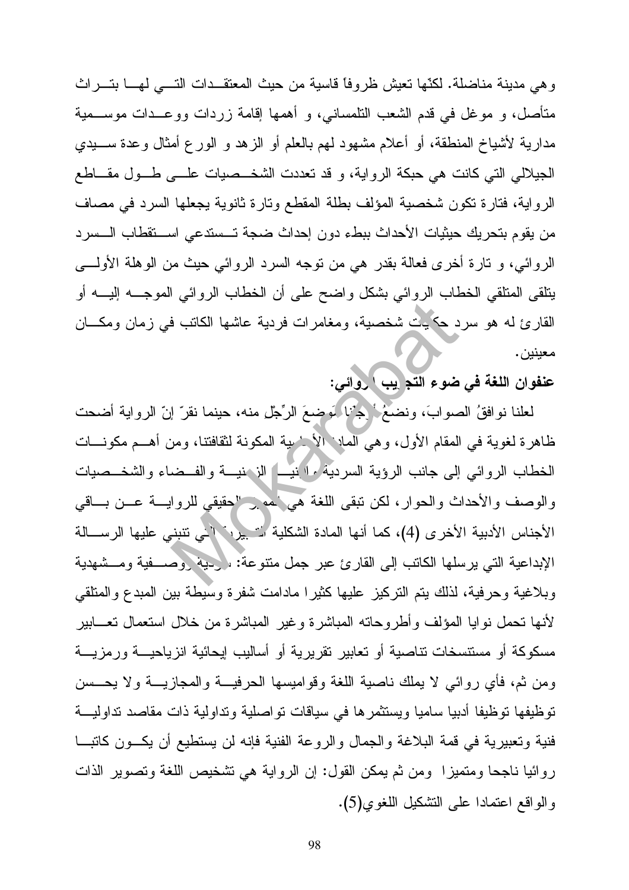وهي مدينة مناضلة. لكنّها تعيش ظروفاً قاسية من حيث المعتقدات التي لها بتراث متأصل، و موغل في قدم الشعب التلمساني، و أهمها إقامة زردات ووعدات موسمية مدارية لأشياخ المنطقة، أو أعلام مشهود لهم بالعلم أو الزهد و الورع أمثال وعدة سيدي الجيلالي التي كانت هي حبكة الرواية، و قد تعددت الشخصيات على طول مقاطع الرواية، فتارة تكون شخصية المؤلف بطلة المقطع وتارة ثانوية يجعلها السرد في مصاف من يقوم بتحريك حيثيات الأحداث ببطء دون إحداث ضجة تستدعي استقطاب السرد الروائي، و تارة أخرى فعالة بقدر هي من توجه السرد الروائي حيث من الوهلة الأولى يتلقى المتلقي الخطاب الروائي بشكل واضح على أن الخطاب الروائي الموجه إليه أو القارئ له هو سرد حكايات شخصية، ومغامرات فردية عاشها الكاتب في زمان ومكان معينين.

**عنفوان اللغة في ضوء التجريب الروائي:**

لعلنا نوافقُ الصوابَ، ونضعُ أرجُلنا موضعَ الرِّجْلِ منه، حينما نقرّ إنّ الرواية أضحت ظاهرة لغوية في المقام الأول، وهي المادة الأساسية المكونة لثقافتنا، ومن أهم مكونات الخطاب الروائي إلى جانب الرؤية السردية والبنية الزمنية والفضاء والشخصيات والوصف والأحداث والحوار، لكن تبقى اللغة هي المميز الحقيقي للرواية عن باقي الأجناس الأدبية الأخرى (4)، كما أنها المادة الشكلية التعبيرية التي تنبني عليها الرسالة الإبداعية التي يرسلها الكاتب إلى القارئ عبر جمل متنوعة: سردية ووصفية ومشهدية وبلاغية وحرفية، لذلك يتم التركيز عليها كثيرا مادامت شفرة وسيطة بين المبدع والمتلقي لأنها تحمل نوايا المؤلف وأطروحاته المباشرة وغير المباشرة من خلال استعمال تعابير مسكوكة أو مستنسخات تناصية أو تعابير تقريرية أو أساليب إيحائية انزياحية ورمزية ومن ثم، فأي روائي لا يملك ناصية اللغة وقواميسها الحرفية والمجازية ولا يحسن توظيفها توظيفا أدبيا ساميا ويستثمرها في سياقات تواصلية وتداولية ذات مقاصد تداولية فنية وتعبيرية في قمة البلاغة والجمال والروعة الفنية فإنه لن يستطيع أن يكون كاتبا روائيا ناجحا ومتميزا ومن ثم يمكن القول: إن الرواية هي تشخيص اللغة وتصوير الذات والواقع اعتمادا على التشكيل اللغوي(5).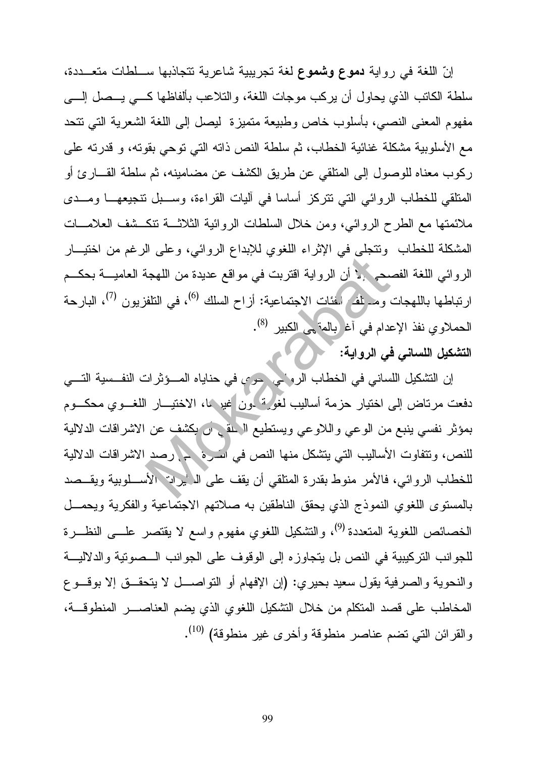إنّ اللغة في رواية **دموع وشموع** لغة تجريبية شاعرية تتجاذبها سلطات متعددة، سلطة الكاتب الذي يحاول أن يركب موجات اللغة، والتلاعب بألفاظها كي يصل إلى مفهوم المعنى النصي، بأسلوب خاص وطبيعة متميزة ليصل إلى اللغة الشعرية التي تتحد مع الأسلوبية مشكلة غنائية الخطاب، ثم سلطة النص ذاته التي توحي بقوته، و قدرته على ركوب معناه للوصول إلى المتلقي عن طريق الكشف عن مضامينه، ثم سلطة القارئ أو المتلقي للخطاب الروائي التي تتركز أساسا في آليات القراءة، وسبل تنجيعها ومدى ملائمتها مع الطرح الروائي، ومن خلال السلطات الروائية الثلاثة تتكشف العلامات المشكلة للخطاب وتتجلى في الإثراء اللغوي للإبداع الروائي، وعلى الرغم من اختيار الروائي اللغة الفصحى إلا أن الرواية اقتربت في مواقع عديدة من اللهجة العامية بحكم ارتباطها باللهجات ومختلف الفئات الاجتماعية: أزاح السلك [6]، في التلفزيون [7]، البارحة الحملاوي نفذ الإعدام في آغا بالمقهى الكبير [8].

**التشكيل اللساني في الرواية:**

إن التشكيل اللساني في الخطاب الروائي يحوي في حناياه المؤثرات النفسية التي دفعت مرتاض إلى اختيار حزمة أساليب لغوية دون غيرها، الاختيار اللغوي محكوم بمؤثر نفسي ينبع من الوعي واللاوعي ويستطيع المتلقي أن يكشف عن الاشراقات الدلالية للنص، وتتفاوت الأساليب التي يتشكل منها النص في القدرة على رصد الاشراقات الدلالية للخطاب الروائي، فالأمر منوط بقدرة المتلقي أن يقف على المثيرات الأسلوبية ويقصد بالمستوى اللغوي النموذج الذي يحقق الناطقين به صلاتهم الاجتماعية والفكرية ويحمل الخصائص اللغوية المتعددة [9]، والتشكيل اللغوي مفهوم واسع لا يقتصر على النظرة للجوانب التركيبية في النص بل يتجاوزه إلى الوقوف على الجوانب الصوتية والدلالية والنحوية والصرفية يقول سعيد بحيري: (إن الإفهام أو التواصل لا يتحقق إلا بوقوع المخاطب على قصد المتكلم من خلال التشكيل اللغوي الذي يضم العناصر المنطوقة، والقرائن التي تضم عناصر منطوقة وأخرى غير منطوقة) [10].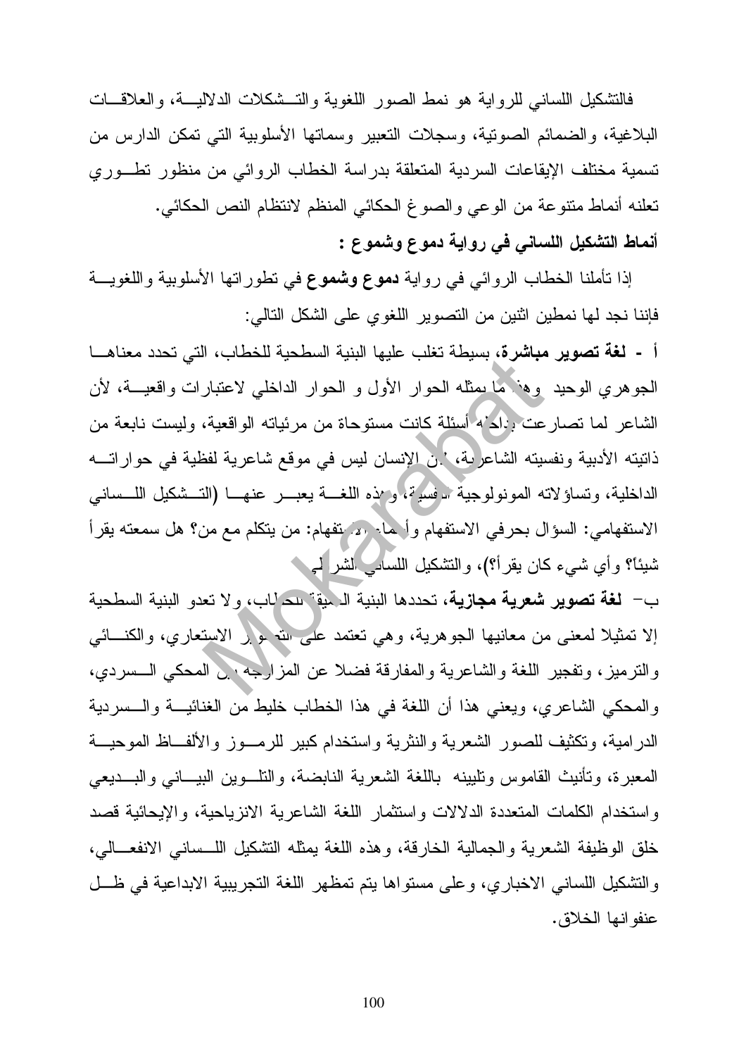فالتشكيل اللساني للرواية هو نمط الصور اللغوية والتشكلات الدلالية، والعلاقات البلاغية، والضمائم الصوتية، وسجلات التعبير وسماتها الأسلوبية التي تمكن الدارس من تسمية مختلف الإيقاعات السردية المتعلقة بدراسة الخطاب الروائي من منظور تطوري تعلنه أنماط متنوعة من الوعي والصوغ الحكائي المنظم لانتظام النص الحكائي.

**أنماط التشكيل اللساني في رواية دموع وشموع :**

إذا تأملنا الخطاب الروائي في رواية **دموع وشموع** في تطوراتها الأسلوبية واللغوية فإننا نجد لها نمطين اثنين من التصوير اللغوي على الشكل التالي:

**أ - لغة تصوير مباشرة**، بسيطة تغلب عليها البنية السطحية للخطاب، التي تحدد معناها الجوهري الوحيد وهذا ما يمثله الحوار الأول و الحوار الداخلي لاعتبارات واقعية، لأن الشاعر لما تصارعت بداخله أسئلة كانت مستوحاة من مرئياته الواقعية، وليست نابعة من ذاتيته الأدبية ونفسيته الشاعرية، لأن الإنسان ليس في موقع شاعرية لفظية في حواراته الداخلية، وتساؤلاته المونولوجية النفسية، وهذه اللغة يعبر عنها (التشكيل اللساني الاستفهامي: السؤال بحرفي الاستفهام وأسماء الاستفهام: من يتكلم مع من؟ هل سمعته يقرأ شيئاً؟ وأي شيء كان يقرأ؟)، والتشكيل اللساني الشرطي.

ب- **لغة تصوير شعرية مجازية**، تحددها البنية العميقة للخطاب، ولا تعدو البنية السطحية إلا تمثيلا لمعنى من معانيها الجوهرية، وهي تعتمد على التصوير الاستعاري، والكنائي والترميز، وتفجير اللغة والشاعرية والمفارقة فضلا عن المزاوجة بين المحكي السردي، والمحكي الشاعري، ويعني هذا أن اللغة في هذا الخطاب خليط من الغنائية والسردية الدرامية، وتكثيف للصور الشعرية والنثرية واستخدام كبير للرموز والألفاظ الموحية المعبرة، وتأنيث القاموس وتليينه باللغة الشعرية النابضة، والتلوين البياني والبديعي واستخدام الكلمات المتعددة الدلالات واستثمار اللغة الشاعرية الانزياحية، والإيحائية قصد خلق الوظيفة الشعرية والجمالية الخارقة، وهذه اللغة يمثله التشكيل اللساني الانفعالي، والتشكيل اللساني الاخباري، وعلى مستواها يتم تمظهر اللغة التجريبية الابداعية في ظل عنفوانها الخلاق.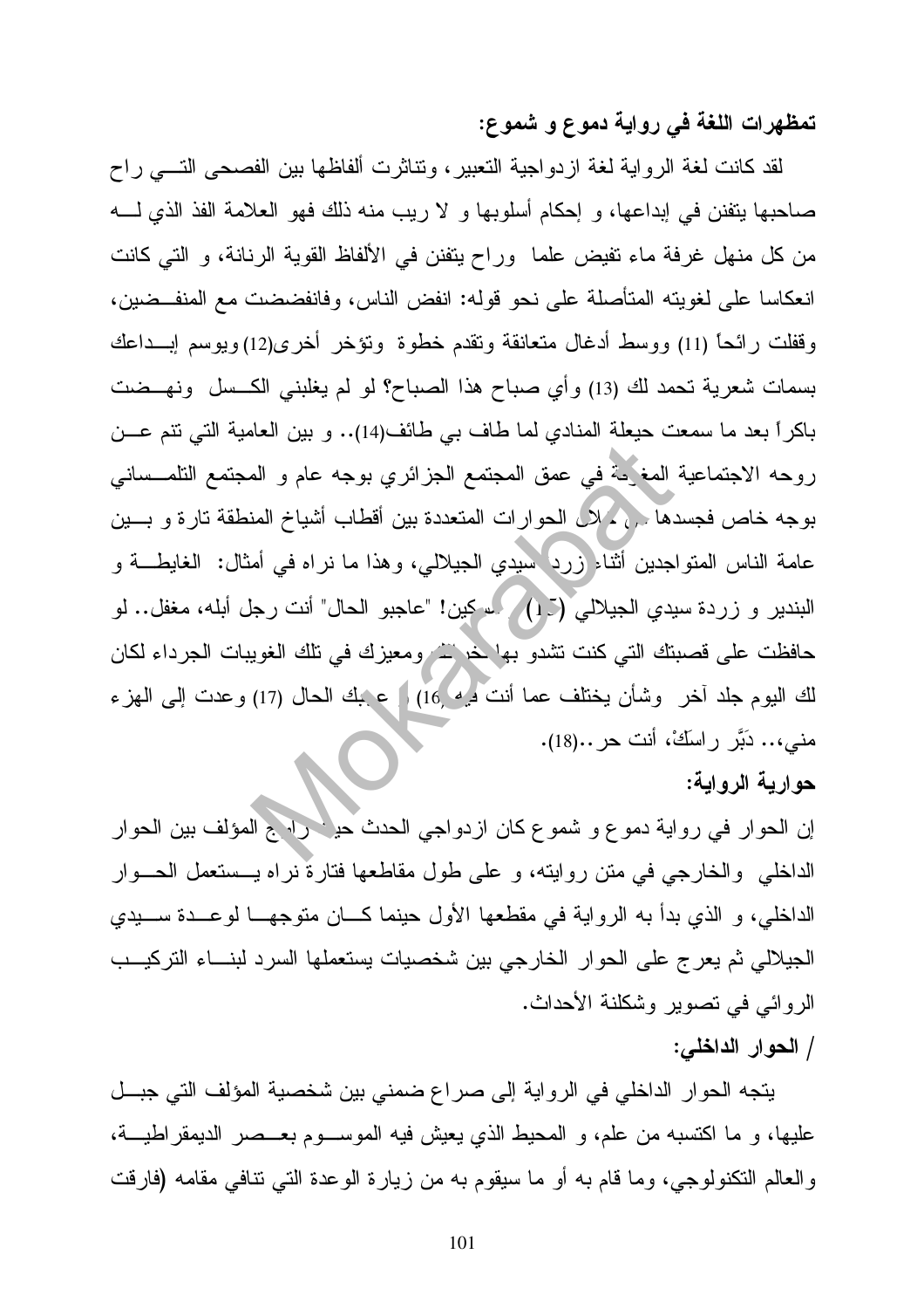**تمظهرات اللغة في رواية دموع و شموع:**

لقد كانت لغة الرواية لغة ازدواجية التعبير، وتناثرت ألفاظها بين الفصحى التي راح صاحبها يتفنن في إبداعها، و إحكام أسلوبها و لا ريب منه ذلك فهو العلامة الفذ الذي له من كل منهل غرفة ماء تفيض علما وراح يتفنن في الألفاظ القوية الرنانة، و التي كانت انعكاسا على لغويته المتأصلة على نحو قوله: انفض الناس، وفانفضضت مع المنفضين، وقفلت رائحاً (11) ووسط أدغال متعانقة وتقدم خطوة وتؤخر أخرى(12) ويوسم إيداعك بسمات شعرية تحمد لك (13) وأي صباح هذا الصباح؟ لو لم يغلبني الكسل ونهضت باكراً بعد ما سمعت حيعلة المنادي لما طاف بي طائف(14).. و بين العامية التي تنم عن روحه الاجتماعية المغروسة في عمق المجتمع الجزائري بوجه عام و المجتمع التلمساني بوجه خاص فجسدها من خلال الحوارات المتعددة بين أقطاب أشياخ المنطقة تارة و بين عامة الناس المتواجدين أثناء زردة سيدي الجيلالي، وهذا ما نراه في أمثال: الغايطة و البندير و زردة سيدي الجيلالي (15) مسكين! "عاجبو الحال" أنت رجل أبله، مغفل.. لو حافظت على قصبتك التي كنت تشدو بها نخرتك ومعيزك في تلك الغويبات الجرداء لكان لك اليوم جلد آخر وشأن يختلف عما أنت فيه (16) و عجبك الحال (17) وعدت إلى الهزء مني،.. دَبَّر راسَكْ، أنت حر..(18).

**حوارية الرواية:**

إن الحوار في رواية دموع و شموع كان ازدواجي الحدث حيث زاوج المؤلف بين الحوار الداخلي والخارجي في متن روايته، و على طول مقاطعها فتارة نراه يستعمل الحوار الداخلي، و الذي بدأ به الرواية في مقطعها الأول حينما كان متوجها لوعدة سيدي الجيلالي ثم يعرج على الحوار الخارجي بين شخصيات يستعملها السرد لبناء التركيب الروائي في تصوير وشكلنة الأحداث.

**/ الحوار الداخلي:**

يتجه الحوار الداخلي في الرواية إلى صراع ضمني بين شخصية المؤلف التي جبل عليها، و ما اكتسبه من علم، و المحيط الذي يعيش فيه الموسوم بعصر الديمقراطية، والعالم التكنولوجي، وما قام به أو ما سيقوم به من زيارة الوعدة التي تنافي مقامه (فارقت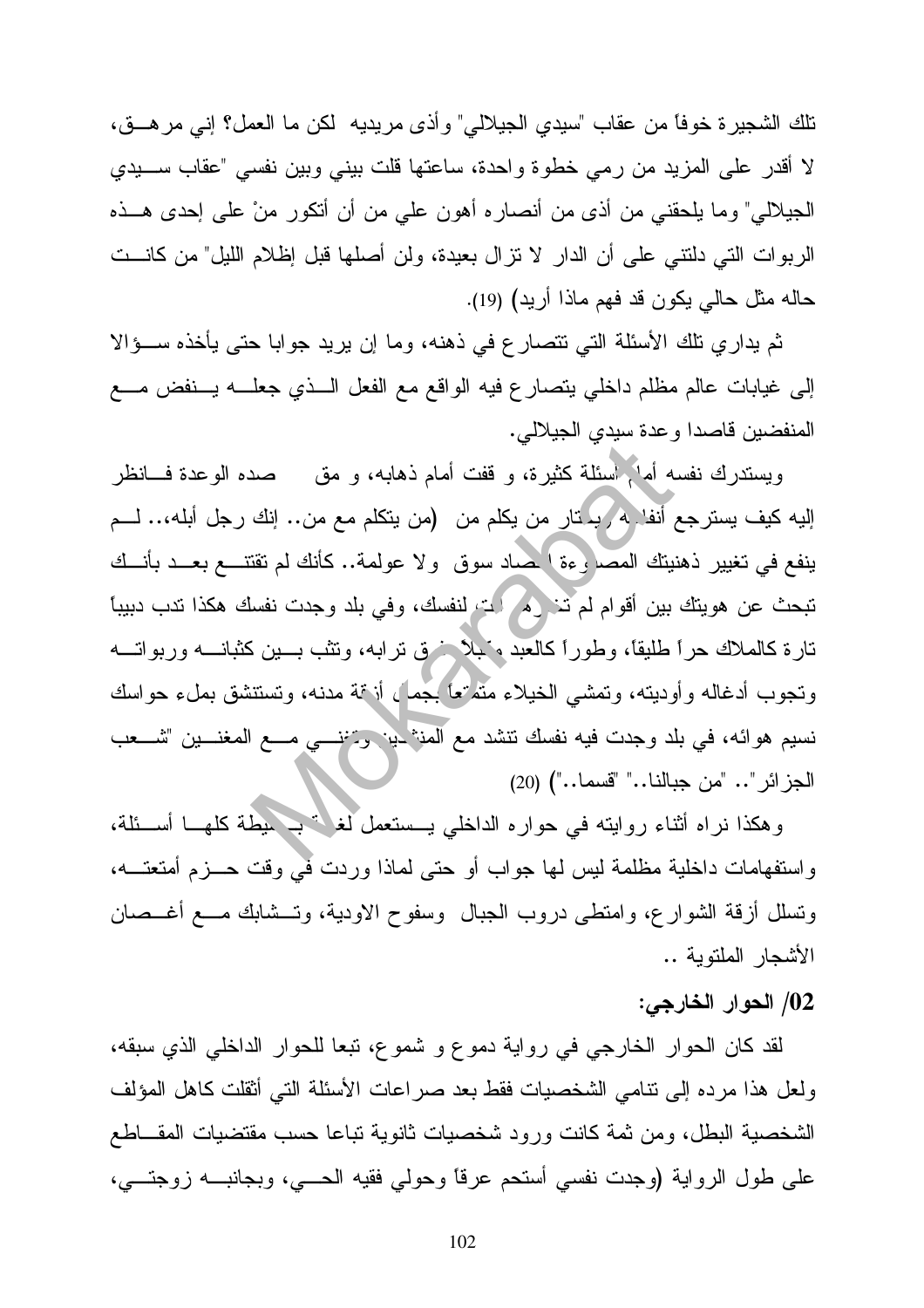تلك الشجيرة خوفاً من عقاب "سيدي الجيلالي" وأذى مريديه لكن ما العمل؟ إني مرهــق، لا أقدر على المزيد من رمي خطوة واحدة، ساعتها قلت بيني وبين نفسي "عقاب سـيدي الجيلالي" وما يلحقني من أذى من أنصاره أهون علي من أن أتكور منْ على إحدى هــذه الربوات التي دلتني على أن الدار لا تزال بعيدة، ولن أصلها قبل إظلام الليل" من كانـت حاله مثل حالي يكون قد فهم ماذا أريد) (19).

ثم يداري تلك الأسئلة التي تتصارع في ذهنه، وما إن يريد جوابا حتى يأخذه سـؤالا إلى غيابات عالم مظلم داخلي يتصارع فيه الواقع مع الفعل الـذي جعلـه يـنفض مـع المنفضين قاصدا وعدة سيدي الجيلالي.

ويستدرك نفسه أمام أسئلة كثيرة، و قفت أمام ذهابه، و مق صده الوعدة فـانظر إليه كيف يسترجع أنفاسه يحتار من يكلم من (من يتكلم مع من.. إنك رجل أبله،.. لـم ينفع في تغيير ذهنيتك المصنوعة اقتصاد سوق ولا عولمة.. كأنك لم تقتنـع بعـد بأنـك تبحث عن هويتك بين أقوام لم تنزرها أنت لنفسك، وفي بلد وجدت نفسك هكذا تدب دبيباً تارة كالملاك حراً طليقاً، وطوراً كالعبد مكبلاً فوق ترابه، وتثب بـين كثبانـه وربواتـه وتجوب أدغاله وأوديته، وتمشي الخيلاء متمتعاً بجمال أزقة مدنه، وتستنشق بملء حواسك نسيم هوائه، في بلد وجدت فيه نفسك تنشد مع المنشدين وتغنـي مـع المغنـين "شـعب الجزائر".. "من جبالنا.." "قسما..") (20)

وهكذا نراه أثناء روايته في حواره الداخلي يـستعمل لغة بسيطة كلهـا أسـئلة، واستفهامات داخلية مظلمة ليس لها جواب أو حتى لماذا وردت في وقت حـزم أمتعتـه، وتسلل أزقة الشوارع، وامتطى دروب الجبال وسفوح الاودية، وتـشابك مـع أغـصان الأشجار الملتوية ..

### 02/ الحوار الخارجي:

لقد كان الحوار الخارجي في رواية دموع و شموع، تبعا للحوار الداخلي الذي سبقه، ولعل هذا مرده إلى تنامي الشخصيات فقط بعد صراعات الأسئلة التي أثقلت كاهل المؤلف الشخصية البطل، ومن ثمة كانت ورود شخصيات ثانوية تباعا حسب مقتضيات المقـاطع على طول الرواية (وجدت نفسي أستحم عرقاً وحولي فقيه الحـي، وبجانبـه زوجتـي،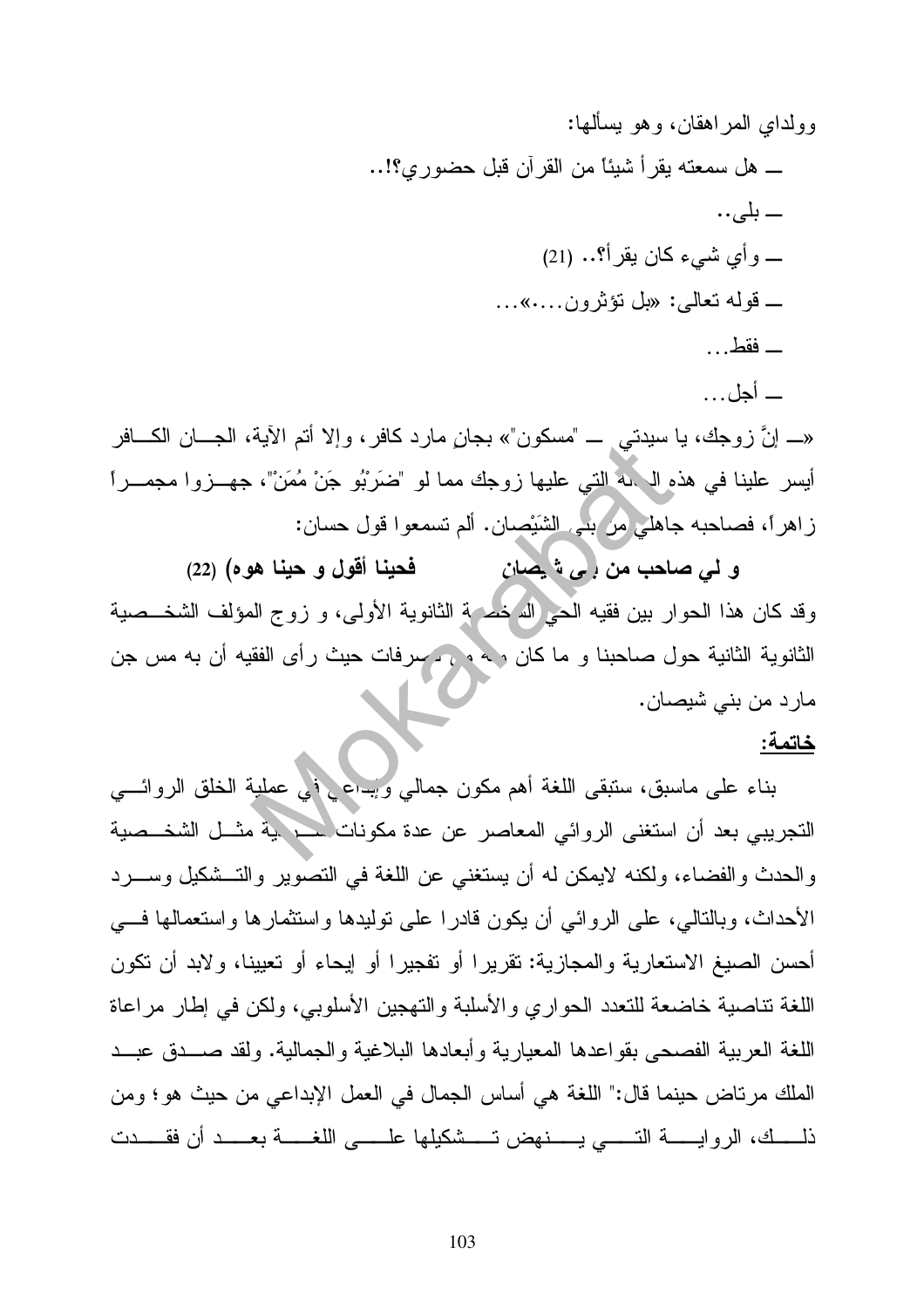وولداي المراهقان، وهو يسألها:

ـــ هل سمعته يقرأ شيئاً من القرآن قبل حضوري؟!..

ـــ بلى..

ـــ وأي شيء كان يقرأ؟.. (21)

ـــ قوله تعالى: «بل تؤثرون....»...

ـــ فقط...

ـــ أجل...

«ـــ إنَّ زوجك، يا سيدتي ـــ "مسكون"» بجانٍ مارد كافر، وإلا أتم الآية، الجان الكافر أيسر علينا في هذه الحالة التي عليها زوجك مما لو "ضَرْبُو جَنْ مُمَنْ"، جهزوا مجمراً زاهراً، فصاحبه جاهلي من بني الشَيْصان. ألم تسمعوا قول حسان:

**و لي صاحب من بني شيصان فحينا أقول و حينا هوه) (22)**

وقد كان هذا الحوار بين فقيه الحي الشخصية الثانوية الأولى، و زوج المؤلف الشخصية الثانوية الثانية حول صاحبنا و ما كان منه من تصرفات حيث رأى الفقيه أن به مس جن مارد من بني شيصان.

## خاتمة:

بناء على ماسبق، ستبقى اللغة أهم مكون جمالي وإبداعي في عملية الخلق الروائي التجريبي بعد أن استغنى الروائي المعاصر عن عدة مكونات سردية مثل الشخصية والحدث والفضاء، ولكنه لايمكن له أن يستغني عن اللغة في التصوير والتشكيل وسرد الأحداث، وبالتالي، على الروائي أن يكون قادرا على توليدها واستثمارها واستعمالها في أحسن الصيغ الاستعارية والمجازية: تقريرا أو تفجيرا أو إيحاء أو تعيينا، ولابد أن تكون اللغة تناصية خاضعة للتعدد الحواري والأسلبة والتهجين الأسلوبي، ولكن في إطار مراعاة اللغة العربية الفصحى بقواعدها المعيارية وأبعادها البلاغية والجمالية. ولقد صدق عبد الملك مرتاض حينما قال:" اللغة هي أساس الجمال في العمل الإبداعي من حيث هو؛ ومن ذلك، الرواية التي ينهض تشكيلها على اللغة بعد أن فقدت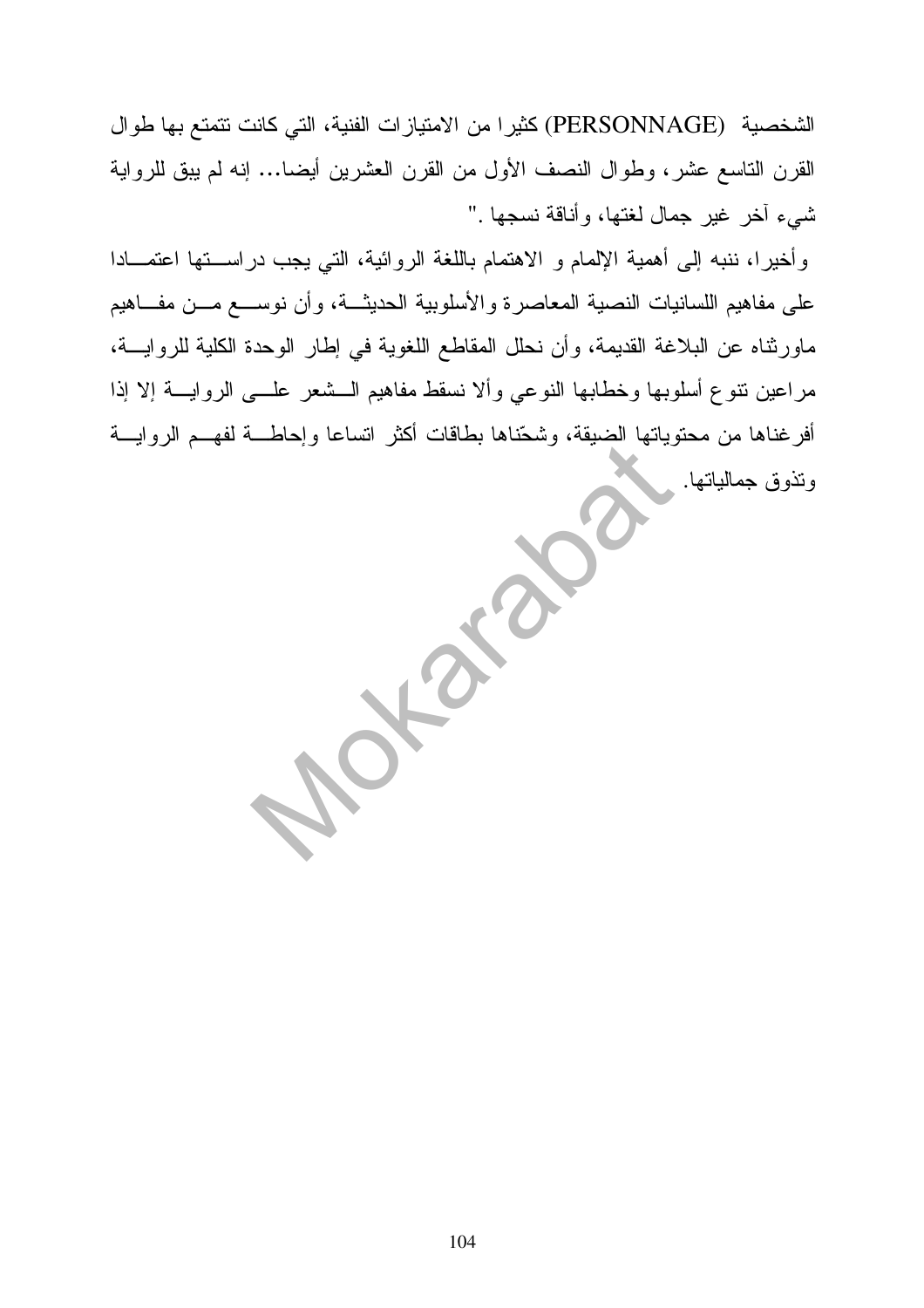الشخصية (PERSONNAGE) كثيرا من الامتيازات الفنية، التي كانت تتمتع بها طوال القرن التاسع عشر، وطوال النصف الأول من القرن العشرين أيضا... إنه لم يبق للرواية شيء آخر غير جمال لغتها، وأناقة نسجها ."

وأخيرا، ننبه إلى أهمية الإلمام و الاهتمام باللغة الروائية، التي يجب دراستها اعتمادا على مفاهيم اللسانيات النصية المعاصرة والأسلوبية الحديثة، وأن نوسع من مفاهيم ماورثناه عن البلاغة القديمة، وأن نحلل المقاطع اللغوية في إطار الوحدة الكلية للرواية، مراعين تنوع أسلوبها وخطابها النوعي وألا نسقط مفاهيم الشعر على الرواية إلا إذا أفرغناها من محتوياتها الضيقة، وشحنّاها بطاقات أكثر اتساعا وإحاطة لفهم الرواية وتذوق جمالياتها.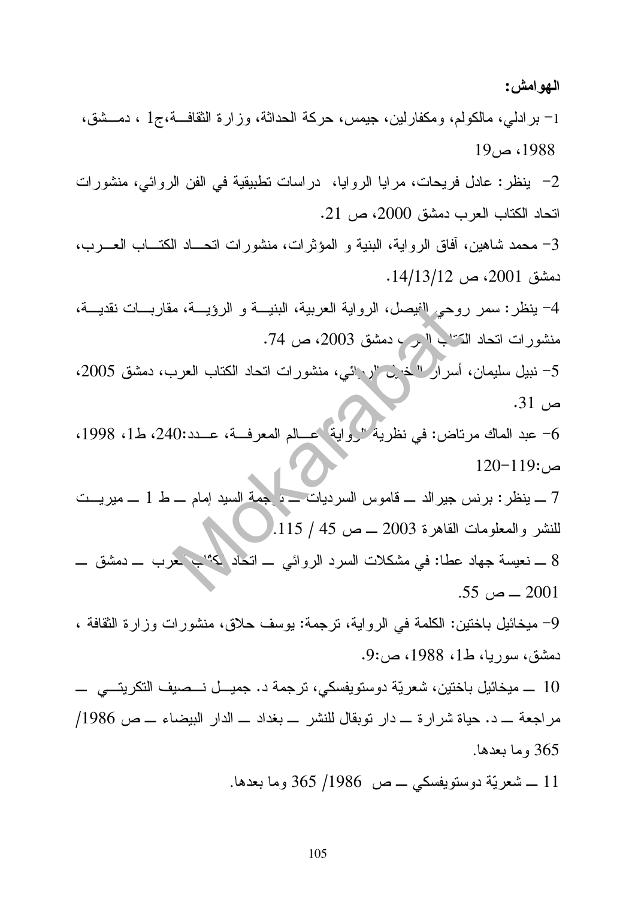**الهوامش:**

1- برادلي، مالكولم، ومكفارلين، جيمس، حركة الحداثة، وزارة الثقافة،ج1 ، دمشق، 1988، ص19

2- ينظر: عادل فريحات، مرايا الروايا، دراسات تطبيقية في الفن الروائي، منشورات اتحاد الكتاب العرب دمشق 2000، ص 21.

3- محمد شاهين، آفاق الرواية، البنية و المؤثرات، منشورات اتحاد الكتاب العرب، دمشق 2001، ص 14/13/12.

4- ينظر: سمر روحي الفيصل، الرواية العربية، البنية و الرؤية، مقاربات نقدية، منشورات اتحاد الكتاب العرب دمشق 2003، ص 74.

5- نبيل سليمان، أسرار التخييل الروائي، منشورات اتحاد الكتاب العرب، دمشق 2005، ص 31.

6- عبد الماك مرتاض: في نظرية الرواية عالم المعرفة، عدد:240، ط1، 1998، ص:119-120

7 ــ ينظر: برنس جيرالد ــ قاموس السرديات ــ ترجمة السيد إمام ــ ط 1 ــ ميريت للنشر والمعلومات القاهرة 2003 ــ ص 45 / 115.

8 ــ نعيسة جهاد عطا: في مشكلات السرد الروائي ــ اتحاد الكتاب العرب ــ دمشق ــ 2001 ــ ص 55.

9- ميخائيل باختين: الكلمة في الرواية، ترجمة: يوسف حلاق، منشورات وزارة الثقافة ، دمشق، سوريا، ط1، 1988، ص:9.

10 ــ ميخائيل باختين، شعريّة دوستويفسكي، ترجمة د. جميل نصيف التكريتي ــ مراجعة ــ د. حياة شرارة ــ دار توبقال للنشر ــ بغداد ــ الدار البيضاء ــ ص 1986/ 365 وما بعدها.

11 ــ شعريّة دوستويفسكي ــ ص 1986/ 365 وما بعدها.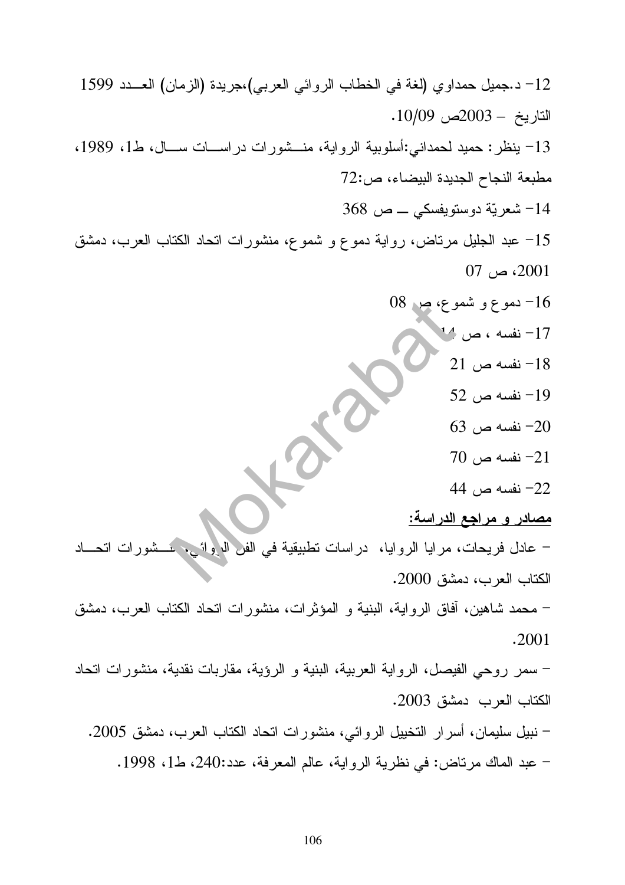12- د.جميل حمداوي (لغة في الخطاب الروائي العربي)،جريدة (الزمان) العـــدد 1599 التاريخ – 2003ص 10/09.

13- ينظر: حميد لحمداني:أسلوبية الرواية، منـــشورات دراســـات ســـال، ط1، 1989، مطبعة النجاح الجديدة البيضاء، ص:72

14- شعريّة دوستويفسكي ــ ص 368

15- عبد الجليل مرتاض، رواية دموع و شموع، منشورات اتحاد الكتاب العرب، دمشق 2001، ص 07

16- دموع و شموع، ص 08

17- نفسه ، ص 14

18- نفسه ص 21

19- نفسه ص 52

20- نفسه ص 63

21- نفسه ص 70

22- نفسه ص 44

**<u>مصادر و مراجع الدراسة:</u>**

- عادل فريحات، مرايا الروايا، دراسات تطبيقية في الفن الروائي، منـــشورات اتحـــاد الكتاب العرب، دمشق 2000.

- محمد شاهين، آفاق الرواية، البنية و المؤثرات، منشورات اتحاد الكتاب العرب، دمشق 2001.

- سمر روحي الفيصل، الرواية العربية، البنية و الرؤية، مقاربات نقدية، منشورات اتحاد الكتاب العرب دمشق 2003.

- نبيل سليمان، أسرار التخييل الروائي، منشورات اتحاد الكتاب العرب، دمشق 2005.

- عبد الماك مرتاض: في نظرية الرواية، عالم المعرفة، عدد:240، ط1، 1998.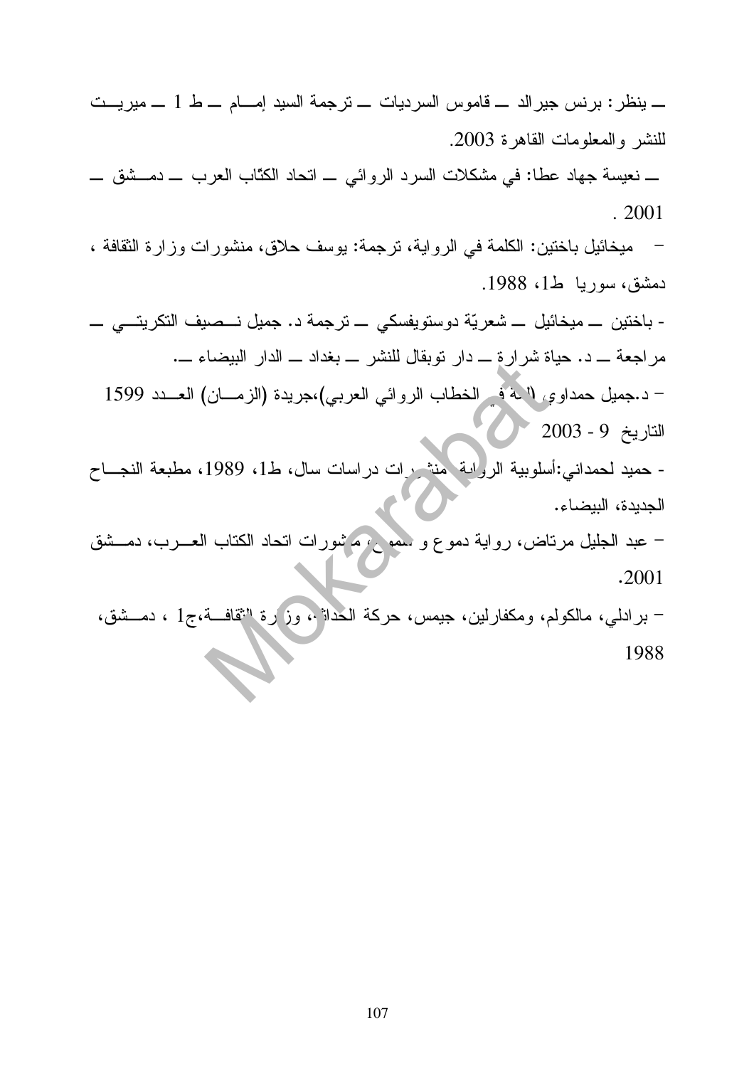ــ ينظر: برنس جيرالد ــ قاموس السرديات ــ ترجمة السيد إمــام ــ ط 1 ــ ميريــت للنشر والمعلومات القاهرة 2003.

ــ نعيسة جهاد عطا: في مشكلات السرد الروائي ــ اتحاد الكتّاب العرب ــ دمــشق ــ 2001 .

– ميخائيل باختين: الكلمة في الرواية، ترجمة: يوسف حلاق، منشورات وزارة الثقافة ، دمشق، سوريا ط1، 1988.

- باختين ــ ميخائيل ــ شعريّة دوستويفسكي ــ ترجمة د. جميل نــصيف التكريتــي ــ مراجعة ــ د. حياة شرارة ــ دار توبقال للنشر ــ بغداد ــ الدار البيضاء ــ.

– د.جميل حمداوي (اللغة في الخطاب الروائي العربي)،جريدة (الزمــان) العــدد 1599 التاريخ 9 - 2003

- حميد لحمداني:أسلوبية الرواية منشورات دراسات سال، ط1، 1989، مطبعة النجــاح الجديدة، البيضاء.

– عبد الجليل مرتاض، رواية دموع وشموع، منشورات اتحاد الكتاب العــرب، دمــشق 2001.

– برادلي، مالكولم، ومكفارلين، جيمس، حركة الحداثة، وزارة الثقافــة،ج1 ، دمــشق، 1988